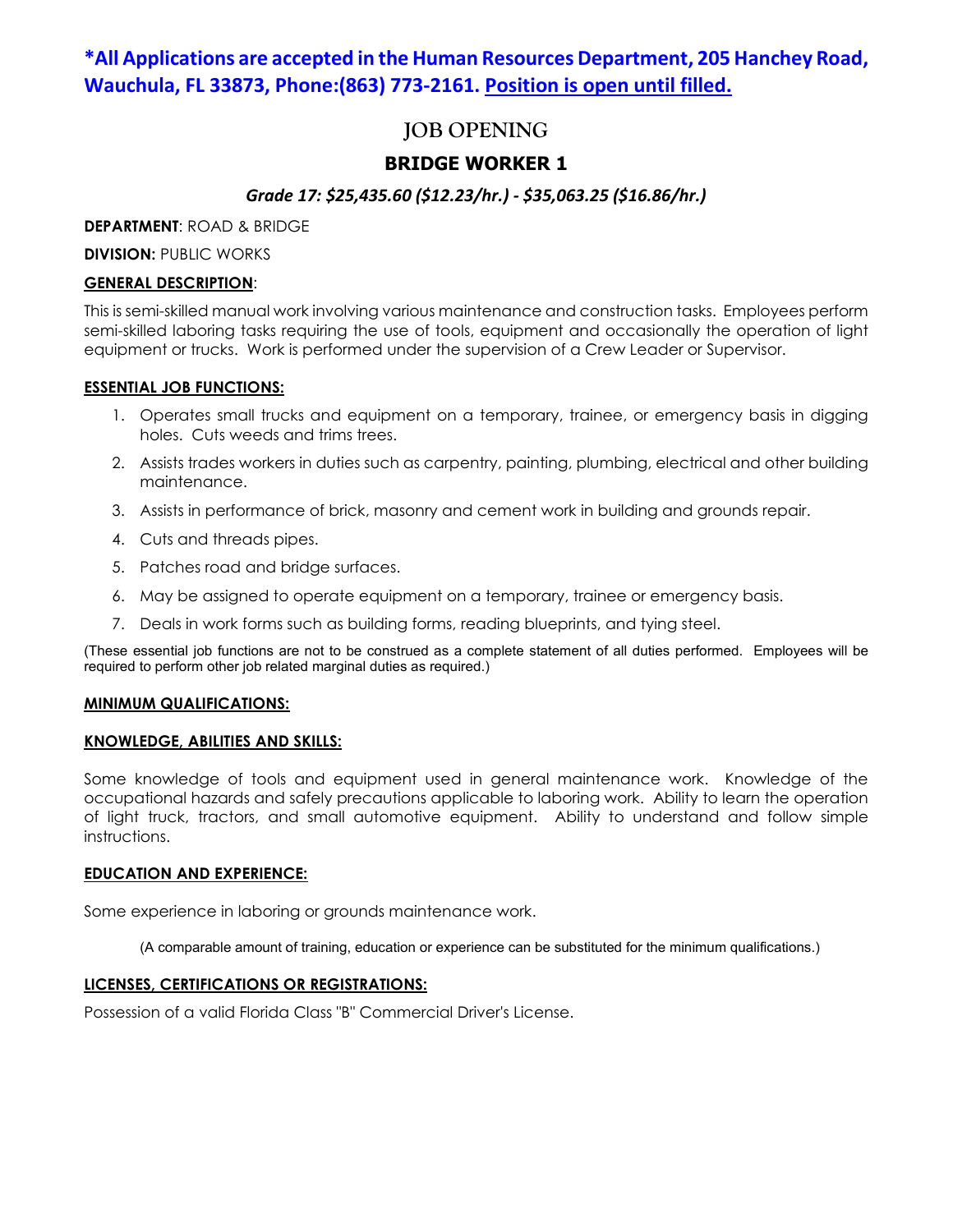**\*All Applications are accepted in the Human Resources Department, 205 Hanchey Road, Wauchula, FL 33873, Phone:(863) 773-2161. Position is open until filled.**

# JOB OPENING

## BRIDGE WORKER 1

***Grade 17: $25,435.60 ($12.23/hr.) - $35,063.25 ($16.86/hr.)***

**DEPARTMENT**: ROAD & BRIDGE

**DIVISION:** PUBLIC WORKS

**GENERAL DESCRIPTION**:

This is semi-skilled manual work involving various maintenance and construction tasks. Employees perform semi-skilled laboring tasks requiring the use of tools, equipment and occasionally the operation of light equipment or trucks. Work is performed under the supervision of a Crew Leader or Supervisor.

**ESSENTIAL JOB FUNCTIONS:**

1. Operates small trucks and equipment on a temporary, trainee, or emergency basis in digging holes. Cuts weeds and trims trees.
2. Assists trades workers in duties such as carpentry, painting, plumbing, electrical and other building maintenance.
3. Assists in performance of brick, masonry and cement work in building and grounds repair.
4. Cuts and threads pipes.
5. Patches road and bridge surfaces.
6. May be assigned to operate equipment on a temporary, trainee or emergency basis.
7. Deals in work forms such as building forms, reading blueprints, and tying steel.

(These essential job functions are not to be construed as a complete statement of all duties performed. Employees will be required to perform other job related marginal duties as required.)

**MINIMUM QUALIFICATIONS:**

**KNOWLEDGE, ABILITIES AND SKILLS:**

Some knowledge of tools and equipment used in general maintenance work. Knowledge of the occupational hazards and safely precautions applicable to laboring work. Ability to learn the operation of light truck, tractors, and small automotive equipment. Ability to understand and follow simple instructions.

**EDUCATION AND EXPERIENCE:**

Some experience in laboring or grounds maintenance work.

(A comparable amount of training, education or experience can be substituted for the minimum qualifications.)

**LICENSES, CERTIFICATIONS OR REGISTRATIONS:**

Possession of a valid Florida Class "B" Commercial Driver's License.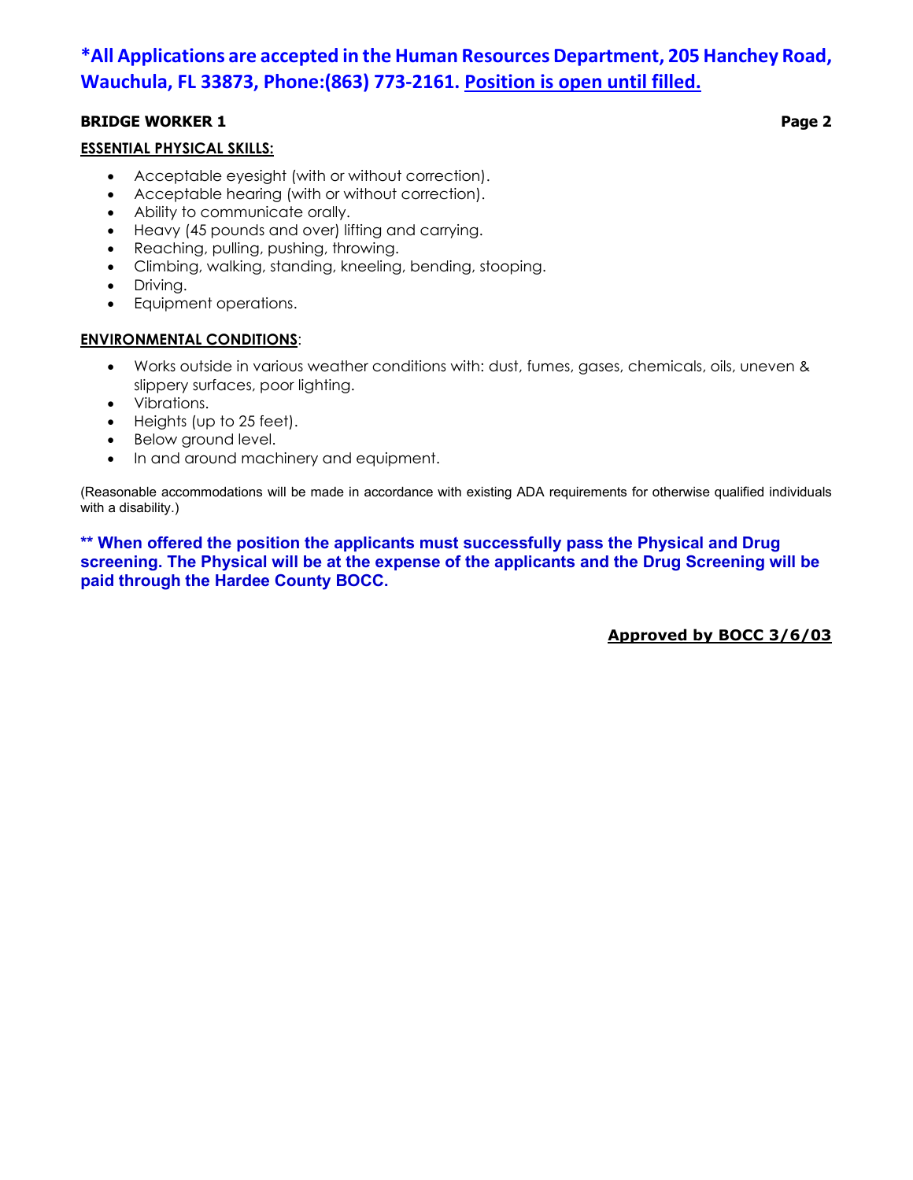**\*All Applications are accepted in the Human Resources Department, 205 Hanchey Road, Wauchula, FL 33873, Phone:(863) 773-2161. Position is open until filled.**

**BRIDGE WORKER 1**

**ESSENTIAL PHYSICAL SKILLS:**

- Acceptable eyesight (with or without correction).
- Acceptable hearing (with or without correction).
- Ability to communicate orally.
- Heavy (45 pounds and over) lifting and carrying.
- Reaching, pulling, pushing, throwing.
- Climbing, walking, standing, kneeling, bending, stooping.
- Driving.
- Equipment operations.

**ENVIRONMENTAL CONDITIONS**:

- Works outside in various weather conditions with: dust, fumes, gases, chemicals, oils, uneven & slippery surfaces, poor lighting.
- Vibrations.
- Heights (up to 25 feet).
- Below ground level.
- In and around machinery and equipment.

(Reasonable accommodations will be made in accordance with existing ADA requirements for otherwise qualified individuals with a disability.)

**\*\* When offered the position the applicants must successfully pass the Physical and Drug screening. The Physical will be at the expense of the applicants and the Drug Screening will be paid through the Hardee County BOCC.**

**Approved by BOCC 3/6/03**